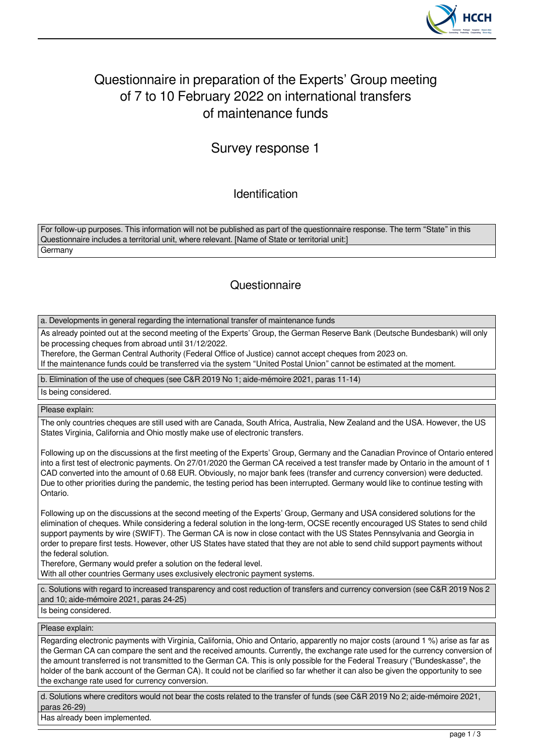# Questionnaire in preparation of the Experts' Group meeting of 7 to 10 February 2022 on international transfers of maintenance funds

## Survey response 1

### Identification

| For follow-up purposes. This information will not be published as part of the questionnaire response. The term "State" in this Questionnaire includes a territorial unit, where relevant. [Name of State or territorial unit:] |
| --- |
| Germany |

### Questionnaire

| a. Developments in general regarding the international transfer of maintenance funds |
| --- |
| As already pointed out at the second meeting of the Experts' Group, the German Reserve Bank (Deutsche Bundesbank) will only be processing cheques from abroad until 31/12/2022.<br>Therefore, the German Central Authority (Federal Office of Justice) cannot accept cheques from 2023 on.<br>If the maintenance funds could be transferred via the system "United Postal Union" cannot be estimated at the moment. |

| b. Elimination of the use of cheques (see C&R 2019 No 1; aide-mémoire 2021, paras 11-14) |
| --- |
| Is being considered. |

| Please explain: |
| --- |
| The only countries cheques are still used with are Canada, South Africa, Australia, New Zealand and the USA. However, the US States Virginia, California and Ohio mostly make use of electronic transfers.<br><br>Following up on the discussions at the first meeting of the Experts' Group, Germany and the Canadian Province of Ontario entered into a first test of electronic payments. On 27/01/2020 the German CA received a test transfer made by Ontario in the amount of 1 CAD converted into the amount of 0.68 EUR. Obviously, no major bank fees (transfer and currency conversion) were deducted. Due to other priorities during the pandemic, the testing period has been interrupted. Germany would like to continue testing with Ontario.<br><br>Following up on the discussions at the second meeting of the Experts' Group, Germany and USA considered solutions for the elimination of cheques. While considering a federal solution in the long-term, OCSE recently encouraged US States to send child support payments by wire (SWIFT). The German CA is now in close contact with the US States Pennsylvania and Georgia in order to prepare first tests. However, other US States have stated that they are not able to send child support payments without the federal solution.<br>Therefore, Germany would prefer a solution on the federal level.<br>With all other countries Germany uses exclusively electronic payment systems. |

| c. Solutions with regard to increased transparency and cost reduction of transfers and currency conversion (see C&R 2019 Nos 2 and 10; aide-mémoire 2021, paras 24-25) |
| --- |
| Is being considered. |

| Please explain: |
| --- |
| Regarding electronic payments with Virginia, California, Ohio and Ontario, apparently no major costs (around 1 %) arise as far as the German CA can compare the sent and the received amounts. Currently, the exchange rate used for the currency conversion of the amount transferred is not transmitted to the German CA. This is only possible for the Federal Treasury ("Bundeskasse", the holder of the bank account of the German CA). It could not be clarified so far whether it can also be given the opportunity to see the exchange rate used for currency conversion. |

| d. Solutions where creditors would not bear the costs related to the transfer of funds (see C&R 2019 No 2; aide-mémoire 2021, paras 26-29) |
| --- |
| Has already been implemented. |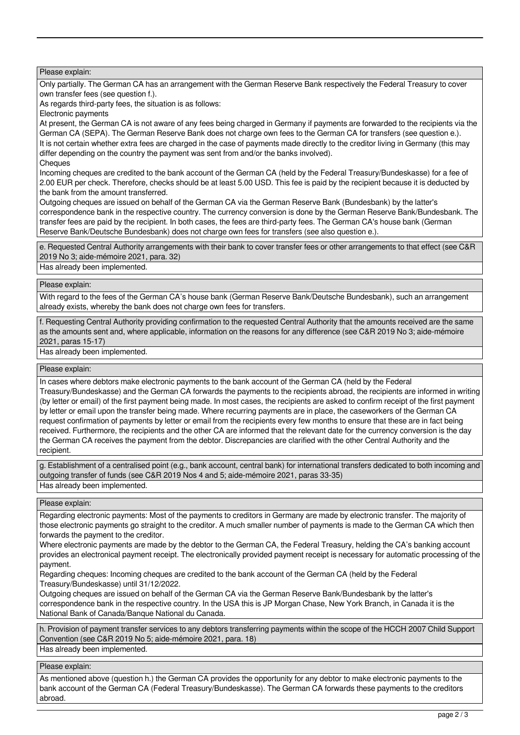Please explain:

Only partially. The German CA has an arrangement with the German Reserve Bank respectively the Federal Treasury to cover own transfer fees (see question f.).

As regards third-party fees, the situation is as follows:

Electronic payments

At present, the German CA is not aware of any fees being charged in Germany if payments are forwarded to the recipients via the German CA (SEPA). The German Reserve Bank does not charge own fees to the German CA for transfers (see question e.).

It is not certain whether extra fees are charged in the case of payments made directly to the creditor living in Germany (this may differ depending on the country the payment was sent from and/or the banks involved).

Cheques

Incoming cheques are credited to the bank account of the German CA (held by the Federal Treasury/Bundeskasse) for a fee of 2.00 EUR per check. Therefore, checks should be at least 5.00 USD. This fee is paid by the recipient because it is deducted by the bank from the amount transferred.

Outgoing cheques are issued on behalf of the German CA via the German Reserve Bank (Bundesbank) by the latter's correspondence bank in the respective country. The currency conversion is done by the German Reserve Bank/Bundesbank. The transfer fees are paid by the recipient. In both cases, the fees are third-party fees. The German CA's house bank (German Reserve Bank/Deutsche Bundesbank) does not charge own fees for transfers (see also question e.).

e. Requested Central Authority arrangements with their bank to cover transfer fees or other arrangements to that effect (see C&R 2019 No 3; aide-mémoire 2021, para. 32)

Has already been implemented.

Please explain:

With regard to the fees of the German CA's house bank (German Reserve Bank/Deutsche Bundesbank), such an arrangement already exists, whereby the bank does not charge own fees for transfers.

f. Requesting Central Authority providing confirmation to the requested Central Authority that the amounts received are the same as the amounts sent and, where applicable, information on the reasons for any difference (see C&R 2019 No 3; aide-mémoire 2021, paras 15-17)

Has already been implemented.

Please explain:

In cases where debtors make electronic payments to the bank account of the German CA (held by the Federal Treasury/Bundeskasse) and the German CA forwards the payments to the recipients abroad, the recipients are informed in writing (by letter or email) of the first payment being made. In most cases, the recipients are asked to confirm receipt of the first payment by letter or email upon the transfer being made. Where recurring payments are in place, the caseworkers of the German CA request confirmation of payments by letter or email from the recipients every few months to ensure that these are in fact being received. Furthermore, the recipients and the other CA are informed that the relevant date for the currency conversion is the day the German CA receives the payment from the debtor. Discrepancies are clarified with the other Central Authority and the recipient.

g. Establishment of a centralised point (e.g., bank account, central bank) for international transfers dedicated to both incoming and outgoing transfer of funds (see C&R 2019 Nos 4 and 5; aide-mémoire 2021, paras 33-35)

Has already been implemented.

Please explain:

Regarding electronic payments: Most of the payments to creditors in Germany are made by electronic transfer. The majority of those electronic payments go straight to the creditor. A much smaller number of payments is made to the German CA which then forwards the payment to the creditor.

Where electronic payments are made by the debtor to the German CA, the Federal Treasury, helding the CA's banking account provides an electronical payment receipt. The electronically provided payment receipt is necessary for automatic processing of the payment.

Regarding cheques: Incoming cheques are credited to the bank account of the German CA (held by the Federal Treasury/Bundeskasse) until 31/12/2022.

Outgoing cheques are issued on behalf of the German CA via the German Reserve Bank/Bundesbank by the latter's correspondence bank in the respective country. In the USA this is JP Morgan Chase, New York Branch, in Canada it is the National Bank of Canada/Banque National du Canada.

h. Provision of payment transfer services to any debtors transferring payments within the scope of the HCCH 2007 Child Support Convention (see C&R 2019 No 5; aide-mémoire 2021, para. 18)

Has already been implemented.

Please explain:

As mentioned above (question h.) the German CA provides the opportunity for any debtor to make electronic payments to the bank account of the German CA (Federal Treasury/Bundeskasse). The German CA forwards these payments to the creditors abroad.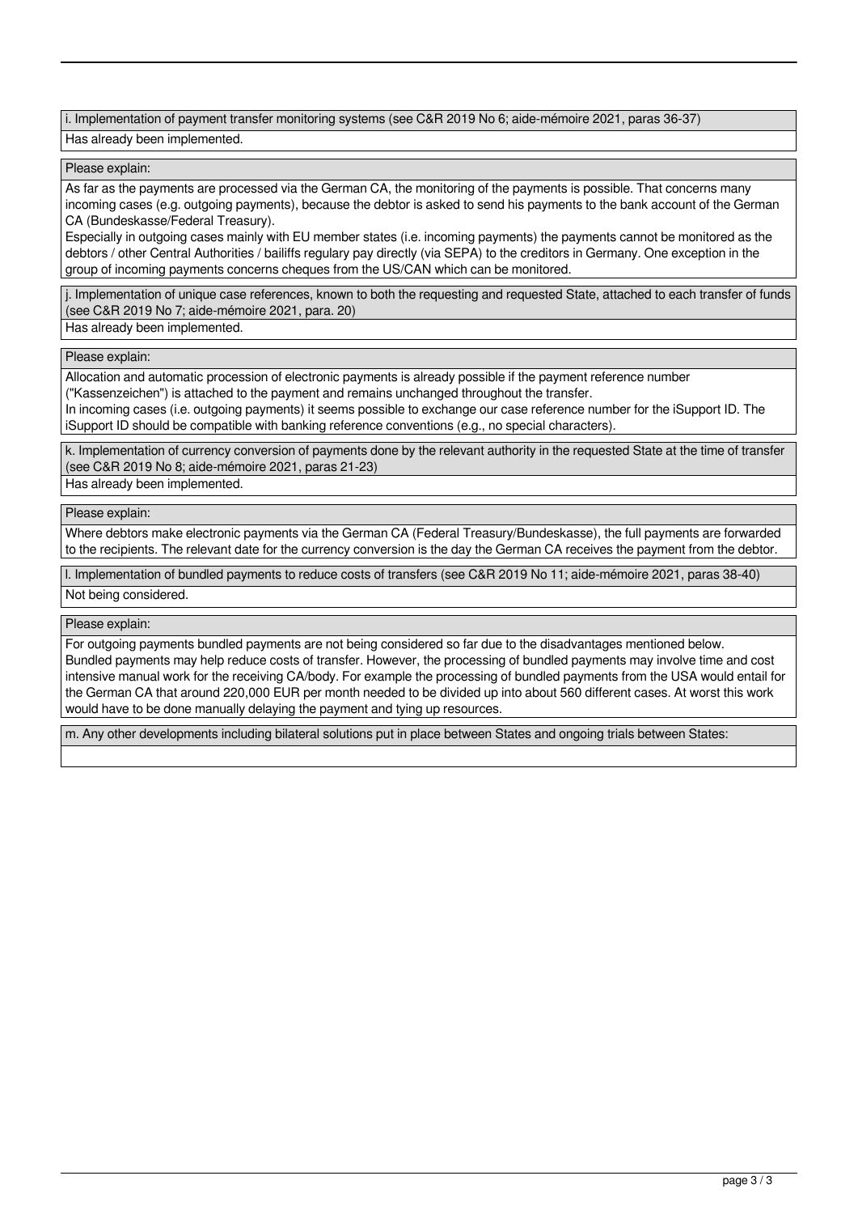i. Implementation of payment transfer monitoring systems (see C&R 2019 No 6; aide-mémoire 2021, paras 36-37)

Has already been implemented.

Please explain:

As far as the payments are processed via the German CA, the monitoring of the payments is possible. That concerns many incoming cases (e.g. outgoing payments), because the debtor is asked to send his payments to the bank account of the German CA (Bundeskasse/Federal Treasury).
Especially in outgoing cases mainly with EU member states (i.e. incoming payments) the payments cannot be monitored as the debtors / other Central Authorities / bailiffs regulary pay directly (via SEPA) to the creditors in Germany. One exception in the group of incoming payments concerns cheques from the US/CAN which can be monitored.

j. Implementation of unique case references, known to both the requesting and requested State, attached to each transfer of funds (see C&R 2019 No 7; aide-mémoire 2021, para. 20)

Has already been implemented.

Please explain:

Allocation and automatic procession of electronic payments is already possible if the payment reference number ("Kassenzeichen") is attached to the payment and remains unchanged throughout the transfer.
In incoming cases (i.e. outgoing payments) it seems possible to exchange our case reference number for the iSupport ID. The iSupport ID should be compatible with banking reference conventions (e.g., no special characters).

k. Implementation of currency conversion of payments done by the relevant authority in the requested State at the time of transfer (see C&R 2019 No 8; aide-mémoire 2021, paras 21-23)

Has already been implemented.

Please explain:

Where debtors make electronic payments via the German CA (Federal Treasury/Bundeskasse), the full payments are forwarded to the recipients. The relevant date for the currency conversion is the day the German CA receives the payment from the debtor.

l. Implementation of bundled payments to reduce costs of transfers (see C&R 2019 No 11; aide-mémoire 2021, paras 38-40)

Not being considered.

Please explain:

For outgoing payments bundled payments are not being considered so far due to the disadvantages mentioned below.
Bundled payments may help reduce costs of transfer. However, the processing of bundled payments may involve time and cost intensive manual work for the receiving CA/body. For example the processing of bundled payments from the USA would entail for the German CA that around 220,000 EUR per month needed to be divided up into about 560 different cases. At worst this work would have to be done manually delaying the payment and tying up resources.

m. Any other developments including bilateral solutions put in place between States and ongoing trials between States: